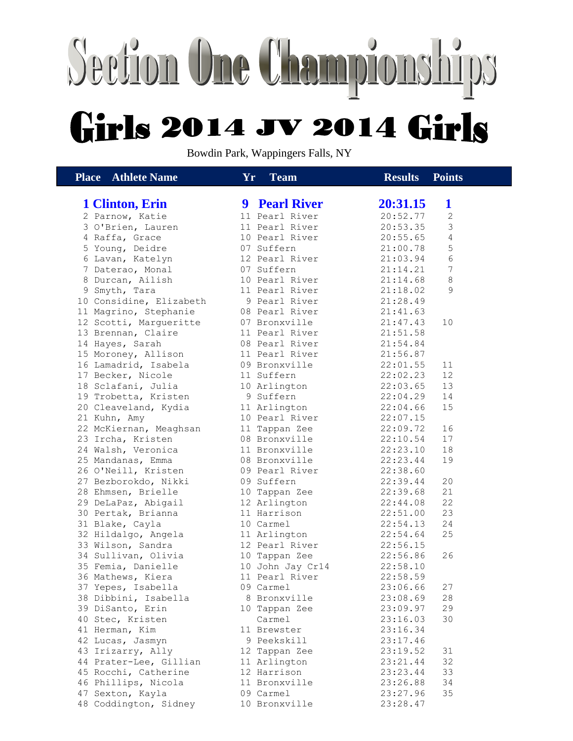# Section One Championships

## Girls 2014 JV 2014 Girls

Bowdin Park, Wappingers Falls, NY

| Place | Athlete Name | Yr | Team | Results | Points |
|---|---|---|---|---|---|
| **1** | **Clinton, Erin** | **9** | **Pearl River** | **20:31.15** | **1** |
| 2 | Parnow, Katie | 11 | Pearl River | 20:52.77 | 2 |
| 3 | O'Brien, Lauren | 11 | Pearl River | 20:53.35 | 3 |
| 4 | Raffa, Grace | 10 | Pearl River | 20:55.65 | 4 |
| 5 | Young, Deidre | 07 | Suffern | 21:00.78 | 5 |
| 6 | Lavan, Katelyn | 12 | Pearl River | 21:03.94 | 6 |
| 7 | Daterao, Monal | 07 | Suffern | 21:14.21 | 7 |
| 8 | Durcan, Ailish | 10 | Pearl River | 21:14.68 | 8 |
| 9 | Smyth, Tara | 11 | Pearl River | 21:18.02 | 9 |
| 10 | Considine, Elizabeth | 9 | Pearl River | 21:28.49 | |
| 11 | Magrino, Stephanie | 08 | Pearl River | 21:41.63 | |
| 12 | Scotti, Margueritte | 07 | Bronxville | 21:47.43 | 10 |
| 13 | Brennan, Claire | 11 | Pearl River | 21:51.58 | |
| 14 | Hayes, Sarah | 08 | Pearl River | 21:54.84 | |
| 15 | Moroney, Allison | 11 | Pearl River | 21:56.87 | |
| 16 | Lamadrid, Isabela | 09 | Bronxville | 22:01.55 | 11 |
| 17 | Becker, Nicole | 11 | Suffern | 22:02.23 | 12 |
| 18 | Sclafani, Julia | 10 | Arlington | 22:03.65 | 13 |
| 19 | Trobetta, Kristen | 9 | Suffern | 22:04.29 | 14 |
| 20 | Cleaveland, Kydia | 11 | Arlington | 22:04.66 | 15 |
| 21 | Kuhn, Amy | 10 | Pearl River | 22:07.15 | |
| 22 | McKiernan, Meaghsan | 11 | Tappan Zee | 22:09.72 | 16 |
| 23 | Ircha, Kristen | 08 | Bronxville | 22:10.54 | 17 |
| 24 | Walsh, Veronica | 11 | Bronxville | 22:23.10 | 18 |
| 25 | Mandanas, Emma | 08 | Bronxville | 22:23.44 | 19 |
| 26 | O'Neill, Kristen | 09 | Pearl River | 22:38.60 | |
| 27 | Bezborokdo, Nikki | 09 | Suffern | 22:39.44 | 20 |
| 28 | Ehmsen, Brielle | 10 | Tappan Zee | 22:39.68 | 21 |
| 29 | DeLaPaz, Abigail | 12 | Arlington | 22:44.08 | 22 |
| 30 | Pertak, Brianna | 11 | Harrison | 22:51.00 | 23 |
| 31 | Blake, Cayla | 10 | Carmel | 22:54.13 | 24 |
| 32 | Hildalgo, Angela | 11 | Arlington | 22:54.64 | 25 |
| 33 | Wilson, Sandra | 12 | Pearl River | 22:56.15 | |
| 34 | Sullivan, Olivia | 10 | Tappan Zee | 22:56.86 | 26 |
| 35 | Femia, Danielle | 10 | John Jay Cr14 | 22:58.10 | |
| 36 | Mathews, Kiera | 11 | Pearl River | 22:58.59 | |
| 37 | Yepes, Isabella | 09 | Carmel | 23:06.66 | 27 |
| 38 | Dibbini, Isabella | 8 | Bronxville | 23:08.69 | 28 |
| 39 | DiSanto, Erin | 10 | Tappan Zee | 23:09.97 | 29 |
| 40 | Stec, Kristen | | Carmel | 23:16.03 | 30 |
| 41 | Herman, Kim | 11 | Brewster | 23:16.34 | |
| 42 | Lucas, Jasmyn | 9 | Peekskill | 23:17.46 | |
| 43 | Irizarry, Ally | 12 | Tappan Zee | 23:19.52 | 31 |
| 44 | Prater-Lee, Gillian | 11 | Arlington | 23:21.44 | 32 |
| 45 | Rocchi, Catherine | 12 | Harrison | 23:23.44 | 33 |
| 46 | Phillips, Nicola | 11 | Bronxville | 23:26.88 | 34 |
| 47 | Sexton, Kayla | 09 | Carmel | 23:27.96 | 35 |
| 48 | Coddington, Sidney | 10 | Bronxville | 23:28.47 | |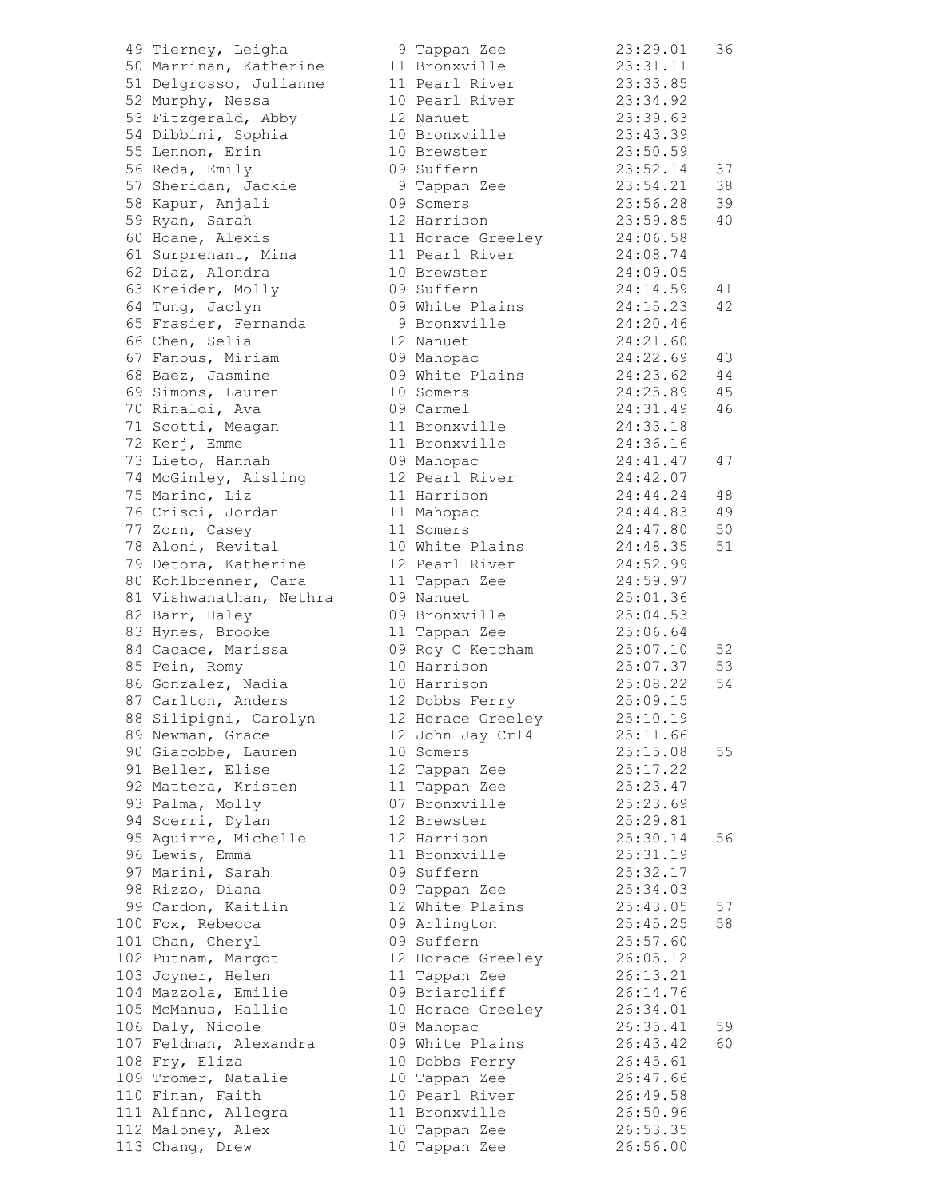| Place | Name | Year | School | Time | Score |
|---|---|---|---|---|---|
| 49 | Tierney, Leigha | 9 | Tappan Zee | 23:29.01 | 36 |
| 50 | Marrinan, Katherine | 11 | Bronxville | 23:31.11 | |
| 51 | Delgrosso, Julianne | 11 | Pearl River | 23:33.85 | |
| 52 | Murphy, Nessa | 10 | Pearl River | 23:34.92 | |
| 53 | Fitzgerald, Abby | 12 | Nanuet | 23:39.63 | |
| 54 | Dibbini, Sophia | 10 | Bronxville | 23:43.39 | |
| 55 | Lennon, Erin | 10 | Brewster | 23:50.59 | |
| 56 | Reda, Emily | 09 | Suffern | 23:52.14 | 37 |
| 57 | Sheridan, Jackie | 9 | Tappan Zee | 23:54.21 | 38 |
| 58 | Kapur, Anjali | 09 | Somers | 23:56.28 | 39 |
| 59 | Ryan, Sarah | 12 | Harrison | 23:59.85 | 40 |
| 60 | Hoane, Alexis | 11 | Horace Greeley | 24:06.58 | |
| 61 | Surprenant, Mina | 11 | Pearl River | 24:08.74 | |
| 62 | Diaz, Alondra | 10 | Brewster | 24:09.05 | |
| 63 | Kreider, Molly | 09 | Suffern | 24:14.59 | 41 |
| 64 | Tung, Jaclyn | 09 | White Plains | 24:15.23 | 42 |
| 65 | Frasier, Fernanda | 9 | Bronxville | 24:20.46 | |
| 66 | Chen, Selia | 12 | Nanuet | 24:21.60 | |
| 67 | Fanous, Miriam | 09 | Mahopac | 24:22.69 | 43 |
| 68 | Baez, Jasmine | 09 | White Plains | 24:23.62 | 44 |
| 69 | Simons, Lauren | 10 | Somers | 24:25.89 | 45 |
| 70 | Rinaldi, Ava | 09 | Carmel | 24:31.49 | 46 |
| 71 | Scotti, Meagan | 11 | Bronxville | 24:33.18 | |
| 72 | Kerj, Emme | 11 | Bronxville | 24:36.16 | |
| 73 | Lieto, Hannah | 09 | Mahopac | 24:41.47 | 47 |
| 74 | McGinley, Aisling | 12 | Pearl River | 24:42.07 | |
| 75 | Marino, Liz | 11 | Harrison | 24:44.24 | 48 |
| 76 | Crisci, Jordan | 11 | Mahopac | 24:44.83 | 49 |
| 77 | Zorn, Casey | 11 | Somers | 24:47.80 | 50 |
| 78 | Aloni, Revital | 10 | White Plains | 24:48.35 | 51 |
| 79 | Detora, Katherine | 12 | Pearl River | 24:52.99 | |
| 80 | Kohlbrenner, Cara | 11 | Tappan Zee | 24:59.97 | |
| 81 | Vishwanathan, Nethra | 09 | Nanuet | 25:01.36 | |
| 82 | Barr, Haley | 09 | Bronxville | 25:04.53 | |
| 83 | Hynes, Brooke | 11 | Tappan Zee | 25:06.64 | |
| 84 | Cacace, Marissa | 09 | Roy C Ketcham | 25:07.10 | 52 |
| 85 | Pein, Romy | 10 | Harrison | 25:07.37 | 53 |
| 86 | Gonzalez, Nadia | 10 | Harrison | 25:08.22 | 54 |
| 87 | Carlton, Anders | 12 | Dobbs Ferry | 25:09.15 | |
| 88 | Silipigni, Carolyn | 12 | Horace Greeley | 25:10.19 | |
| 89 | Newman, Grace | 12 | John Jay Cr14 | 25:11.66 | |
| 90 | Giacobbe, Lauren | 10 | Somers | 25:15.08 | 55 |
| 91 | Beller, Elise | 12 | Tappan Zee | 25:17.22 | |
| 92 | Mattera, Kristen | 11 | Tappan Zee | 25:23.47 | |
| 93 | Palma, Molly | 07 | Bronxville | 25:23.69 | |
| 94 | Scerri, Dylan | 12 | Brewster | 25:29.81 | |
| 95 | Aguirre, Michelle | 12 | Harrison | 25:30.14 | 56 |
| 96 | Lewis, Emma | 11 | Bronxville | 25:31.19 | |
| 97 | Marini, Sarah | 09 | Suffern | 25:32.17 | |
| 98 | Rizzo, Diana | 09 | Tappan Zee | 25:34.03 | |
| 99 | Cardon, Kaitlin | 12 | White Plains | 25:43.05 | 57 |
| 100 | Fox, Rebecca | 09 | Arlington | 25:45.25 | 58 |
| 101 | Chan, Cheryl | 09 | Suffern | 25:57.60 | |
| 102 | Putnam, Margot | 12 | Horace Greeley | 26:05.12 | |
| 103 | Joyner, Helen | 11 | Tappan Zee | 26:13.21 | |
| 104 | Mazzola, Emilie | 09 | Briarcliff | 26:14.76 | |
| 105 | McManus, Hallie | 10 | Horace Greeley | 26:34.01 | |
| 106 | Daly, Nicole | 09 | Mahopac | 26:35.41 | 59 |
| 107 | Feldman, Alexandra | 09 | White Plains | 26:43.42 | 60 |
| 108 | Fry, Eliza | 10 | Dobbs Ferry | 26:45.61 | |
| 109 | Tromer, Natalie | 10 | Tappan Zee | 26:47.66 | |
| 110 | Finan, Faith | 10 | Pearl River | 26:49.58 | |
| 111 | Alfano, Allegra | 11 | Bronxville | 26:50.96 | |
| 112 | Maloney, Alex | 10 | Tappan Zee | 26:53.35 | |
| 113 | Chang, Drew | 10 | Tappan Zee | 26:56.00 | |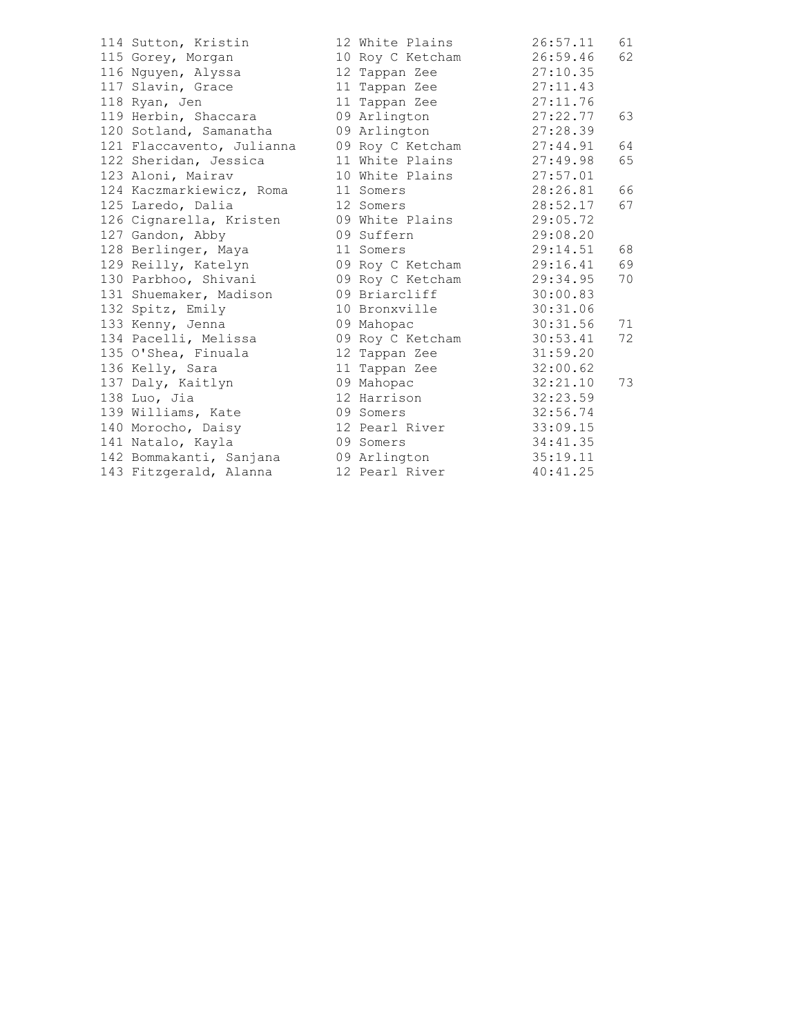| | | | | | |
|---|---|---|---|---|---|
| 114 | Sutton, Kristin | 12 | White Plains | 26:57.11 | 61 |
| 115 | Gorey, Morgan | 10 | Roy C Ketcham | 26:59.46 | 62 |
| 116 | Nguyen, Alyssa | 12 | Tappan Zee | 27:10.35 | |
| 117 | Slavin, Grace | 11 | Tappan Zee | 27:11.43 | |
| 118 | Ryan, Jen | 11 | Tappan Zee | 27:11.76 | |
| 119 | Herbin, Shaccara | 09 | Arlington | 27:22.77 | 63 |
| 120 | Sotland, Samanatha | 09 | Arlington | 27:28.39 | |
| 121 | Flaccavento, Julianna | 09 | Roy C Ketcham | 27:44.91 | 64 |
| 122 | Sheridan, Jessica | 11 | White Plains | 27:49.98 | 65 |
| 123 | Aloni, Mairav | 10 | White Plains | 27:57.01 | |
| 124 | Kaczmarkiewicz, Roma | 11 | Somers | 28:26.81 | 66 |
| 125 | Laredo, Dalia | 12 | Somers | 28:52.17 | 67 |
| 126 | Cignarella, Kristen | 09 | White Plains | 29:05.72 | |
| 127 | Gandon, Abby | 09 | Suffern | 29:08.20 | |
| 128 | Berlinger, Maya | 11 | Somers | 29:14.51 | 68 |
| 129 | Reilly, Katelyn | 09 | Roy C Ketcham | 29:16.41 | 69 |
| 130 | Parbhoo, Shivani | 09 | Roy C Ketcham | 29:34.95 | 70 |
| 131 | Shuemaker, Madison | 09 | Briarcliff | 30:00.83 | |
| 132 | Spitz, Emily | 10 | Bronxville | 30:31.06 | |
| 133 | Kenny, Jenna | 09 | Mahopac | 30:31.56 | 71 |
| 134 | Pacelli, Melissa | 09 | Roy C Ketcham | 30:53.41 | 72 |
| 135 | O'Shea, Finuala | 12 | Tappan Zee | 31:59.20 | |
| 136 | Kelly, Sara | 11 | Tappan Zee | 32:00.62 | |
| 137 | Daly, Kaitlyn | 09 | Mahopac | 32:21.10 | 73 |
| 138 | Luo, Jia | 12 | Harrison | 32:23.59 | |
| 139 | Williams, Kate | 09 | Somers | 32:56.74 | |
| 140 | Morocho, Daisy | 12 | Pearl River | 33:09.15 | |
| 141 | Natalo, Kayla | 09 | Somers | 34:41.35 | |
| 142 | Bommakanti, Sanjana | 09 | Arlington | 35:19.11 | |
| 143 | Fitzgerald, Alanna | 12 | Pearl River | 40:41.25 | |